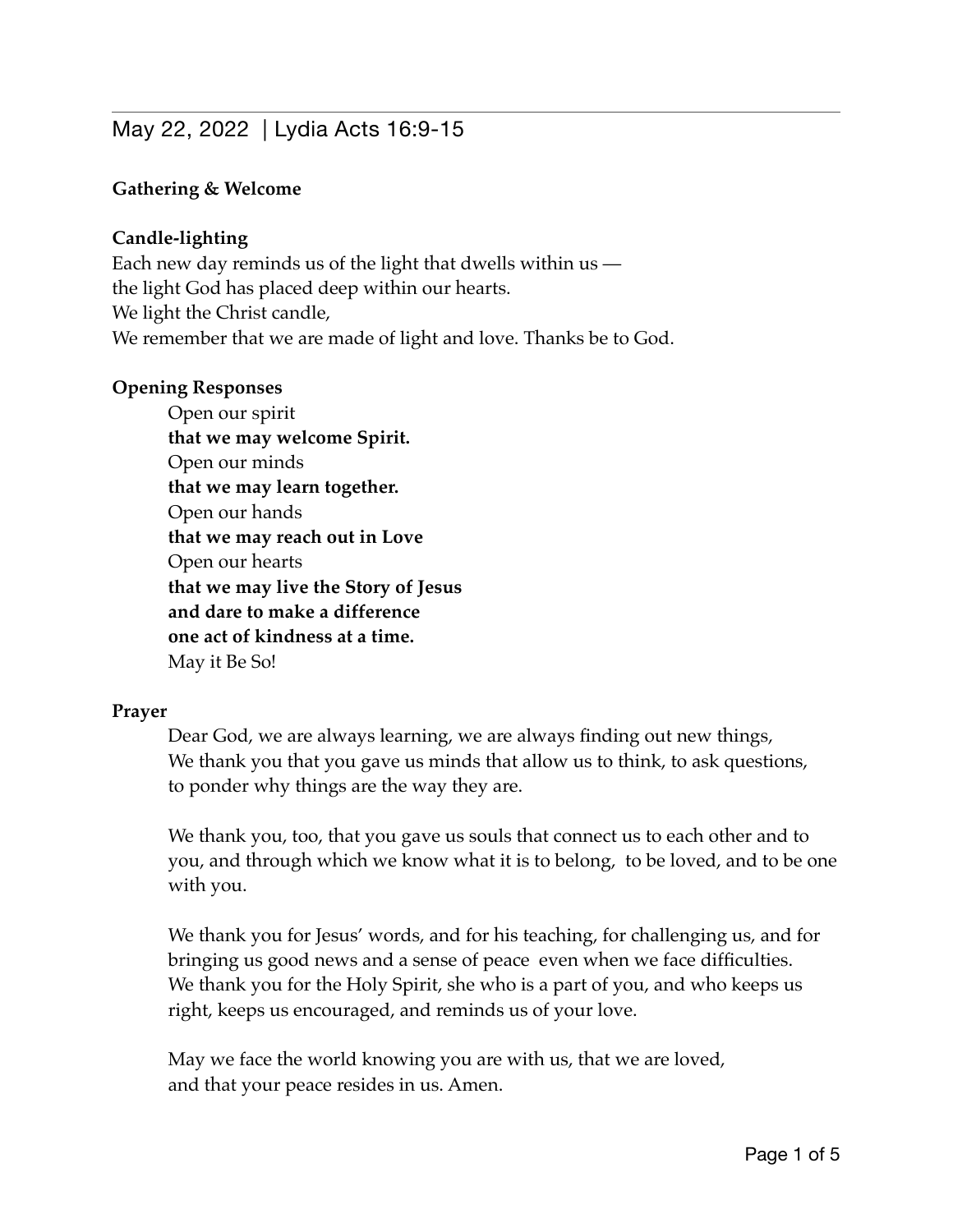# May 22, 2022 | Lydia Acts 16:9-15

**Gathering & Welcome**

**Candle-lighting**

Each new day reminds us of the light that dwells within us —
the light God has placed deep within our hearts.
We light the Christ candle,
We remember that we are made of light and love. Thanks be to God.

**Opening Responses**

Open our spirit
**that we may welcome Spirit.**
Open our minds
**that we may learn together.**
Open our hands
**that we may reach out in Love**
Open our hearts
**that we may live the Story of Jesus**
**and dare to make a difference**
**one act of kindness at a time.**
May it Be So!

**Prayer**

Dear God, we are always learning, we are always finding out new things,
We thank you that you gave us minds that allow us to think, to ask questions,
to ponder why things are the way they are.

We thank you, too, that you gave us souls that connect us to each other and to you, and through which we know what it is to belong, to be loved, and to be one with you.

We thank you for Jesus' words, and for his teaching, for challenging us, and for bringing us good news and a sense of peace even when we face difficulties.
We thank you for the Holy Spirit, she who is a part of you, and who keeps us right, keeps us encouraged, and reminds us of your love.

May we face the world knowing you are with us, that we are loved,
and that your peace resides in us. Amen.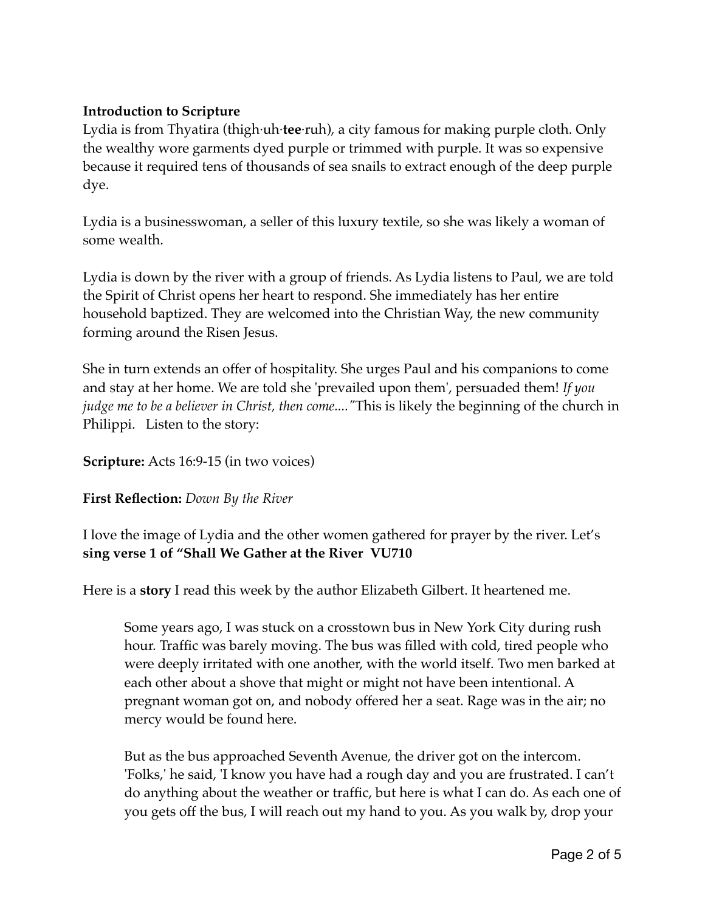**Introduction to Scripture**

Lydia is from Thyatira (thigh·uh·**tee**·ruh), a city famous for making purple cloth. Only the wealthy wore garments dyed purple or trimmed with purple. It was so expensive because it required tens of thousands of sea snails to extract enough of the deep purple dye.

Lydia is a businesswoman, a seller of this luxury textile, so she was likely a woman of some wealth.

Lydia is down by the river with a group of friends. As Lydia listens to Paul, we are told the Spirit of Christ opens her heart to respond. She immediately has her entire household baptized. They are welcomed into the Christian Way, the new community forming around the Risen Jesus.

She in turn extends an offer of hospitality. She urges Paul and his companions to come and stay at her home. We are told she 'prevailed upon them', persuaded them! *If you judge me to be a believer in Christ, then come...."*This is likely the beginning of the church in Philippi.   Listen to the story:

**Scripture:** Acts 16:9-15 (in two voices)

**First Reflection:** *Down By the River*

I love the image of Lydia and the other women gathered for prayer by the river. Let's **sing verse 1 of "Shall We Gather at the River  VU710**

Here is a **story** I read this week by the author Elizabeth Gilbert. It heartened me.

> Some years ago, I was stuck on a crosstown bus in New York City during rush hour. Traffic was barely moving. The bus was filled with cold, tired people who were deeply irritated with one another, with the world itself. Two men barked at each other about a shove that might or might not have been intentional. A pregnant woman got on, and nobody offered her a seat. Rage was in the air; no mercy would be found here.
>
> But as the bus approached Seventh Avenue, the driver got on the intercom. 'Folks,' he said, 'I know you have had a rough day and you are frustrated. I can't do anything about the weather or traffic, but here is what I can do. As each one of you gets off the bus, I will reach out my hand to you. As you walk by, drop your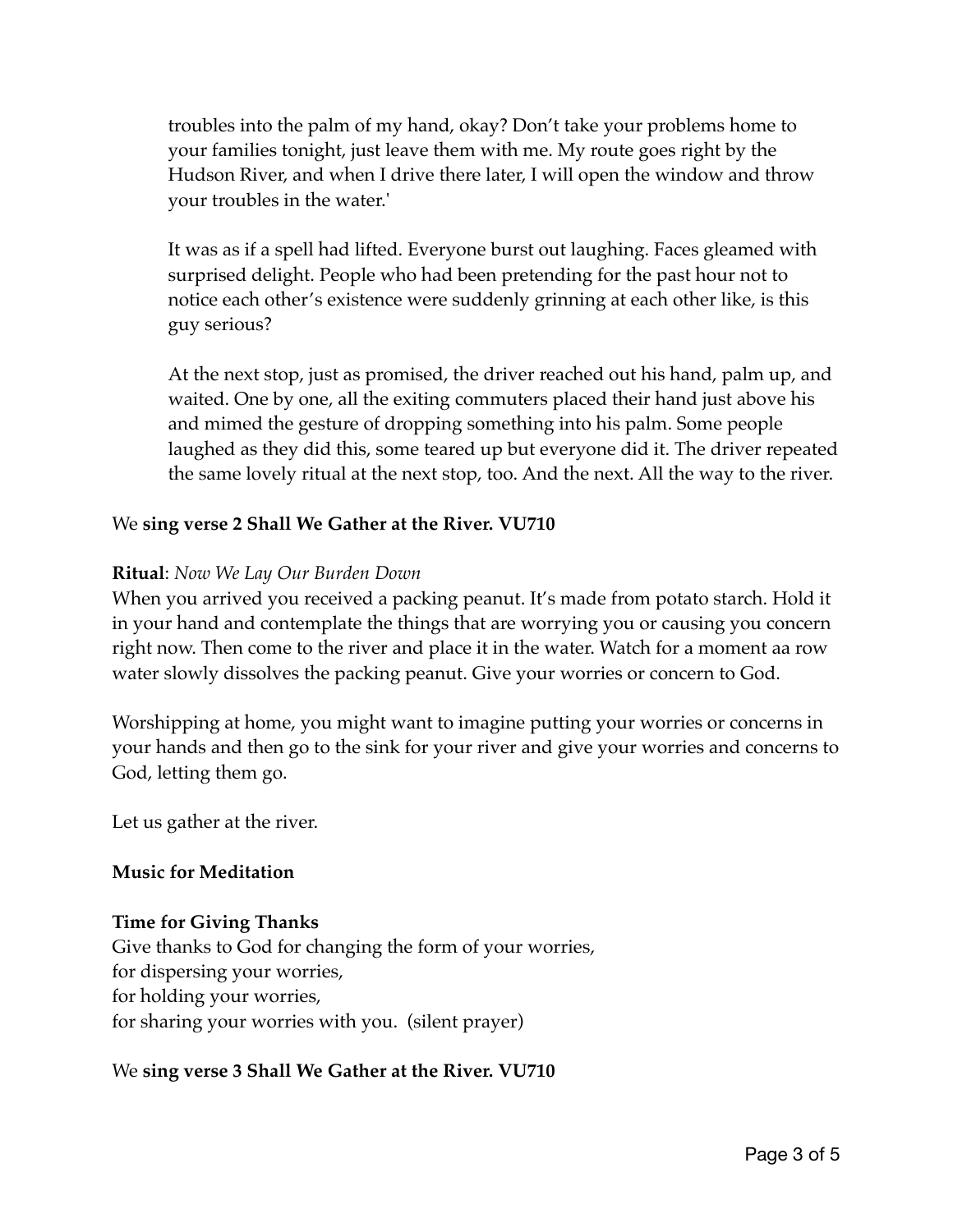troubles into the palm of my hand, okay? Don't take your problems home to your families tonight, just leave them with me. My route goes right by the Hudson River, and when I drive there later, I will open the window and throw your troubles in the water.'

It was as if a spell had lifted. Everyone burst out laughing. Faces gleamed with surprised delight. People who had been pretending for the past hour not to notice each other's existence were suddenly grinning at each other like, is this guy serious?

At the next stop, just as promised, the driver reached out his hand, palm up, and waited. One by one, all the exiting commuters placed their hand just above his and mimed the gesture of dropping something into his palm. Some people laughed as they did this, some teared up but everyone did it. The driver repeated the same lovely ritual at the next stop, too. And the next. All the way to the river.

We **sing verse 2 Shall We Gather at the River. VU710**

**Ritual**: *Now We Lay Our Burden Down*
When you arrived you received a packing peanut. It's made from potato starch. Hold it in your hand and contemplate the things that are worrying you or causing you concern right now. Then come to the river and place it in the water. Watch for a moment aa row water slowly dissolves the packing peanut. Give your worries or concern to God.

Worshipping at home, you might want to imagine putting your worries or concerns in your hands and then go to the sink for your river and give your worries and concerns to God, letting them go.

Let us gather at the river.

**Music for Meditation**

**Time for Giving Thanks**
Give thanks to God for changing the form of your worries,
for dispersing your worries,
for holding your worries,
for sharing your worries with you. (silent prayer)

We **sing verse 3 Shall We Gather at the River. VU710**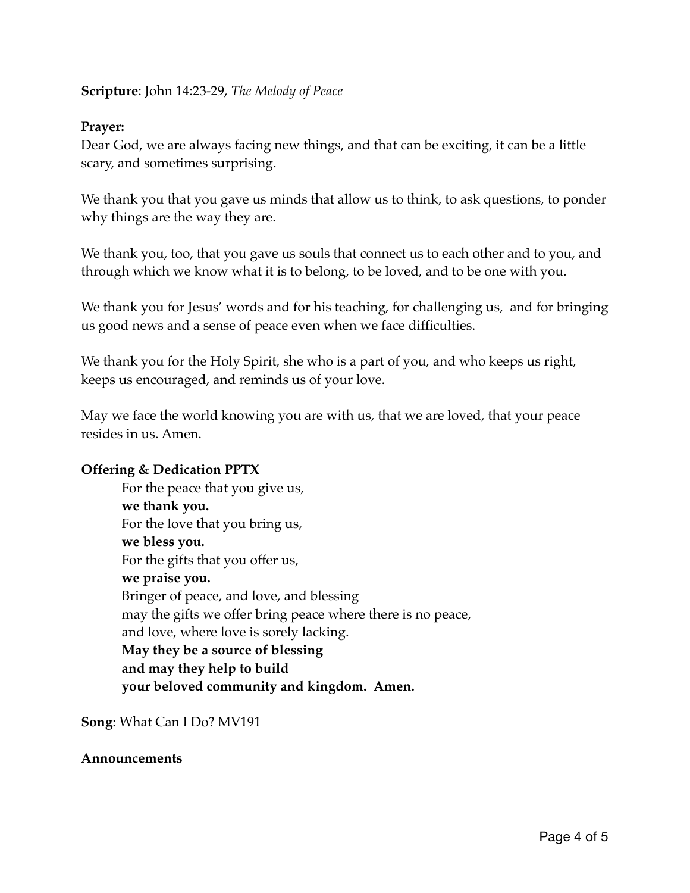**Scripture**: John 14:23-29, *The Melody of Peace*

**Prayer:**
Dear God, we are always facing new things, and that can be exciting, it can be a little scary, and sometimes surprising.

We thank you that you gave us minds that allow us to think, to ask questions, to ponder why things are the way they are.

We thank you, too, that you gave us souls that connect us to each other and to you, and through which we know what it is to belong, to be loved, and to be one with you.

We thank you for Jesus' words and for his teaching, for challenging us, and for bringing us good news and a sense of peace even when we face difficulties.

We thank you for the Holy Spirit, she who is a part of you, and who keeps us right, keeps us encouraged, and reminds us of your love.

May we face the world knowing you are with us, that we are loved, that your peace resides in us. Amen.

**Offering & Dedication PPTX**

For the peace that you give us,
**we thank you.**
For the love that you bring us,
**we bless you.**
For the gifts that you offer us,
**we praise you.**
Bringer of peace, and love, and blessing
may the gifts we offer bring peace where there is no peace,
and love, where love is sorely lacking.
**May they be a source of blessing**
**and may they help to build**
**your beloved community and kingdom. Amen.**

**Song**: What Can I Do? MV191

**Announcements**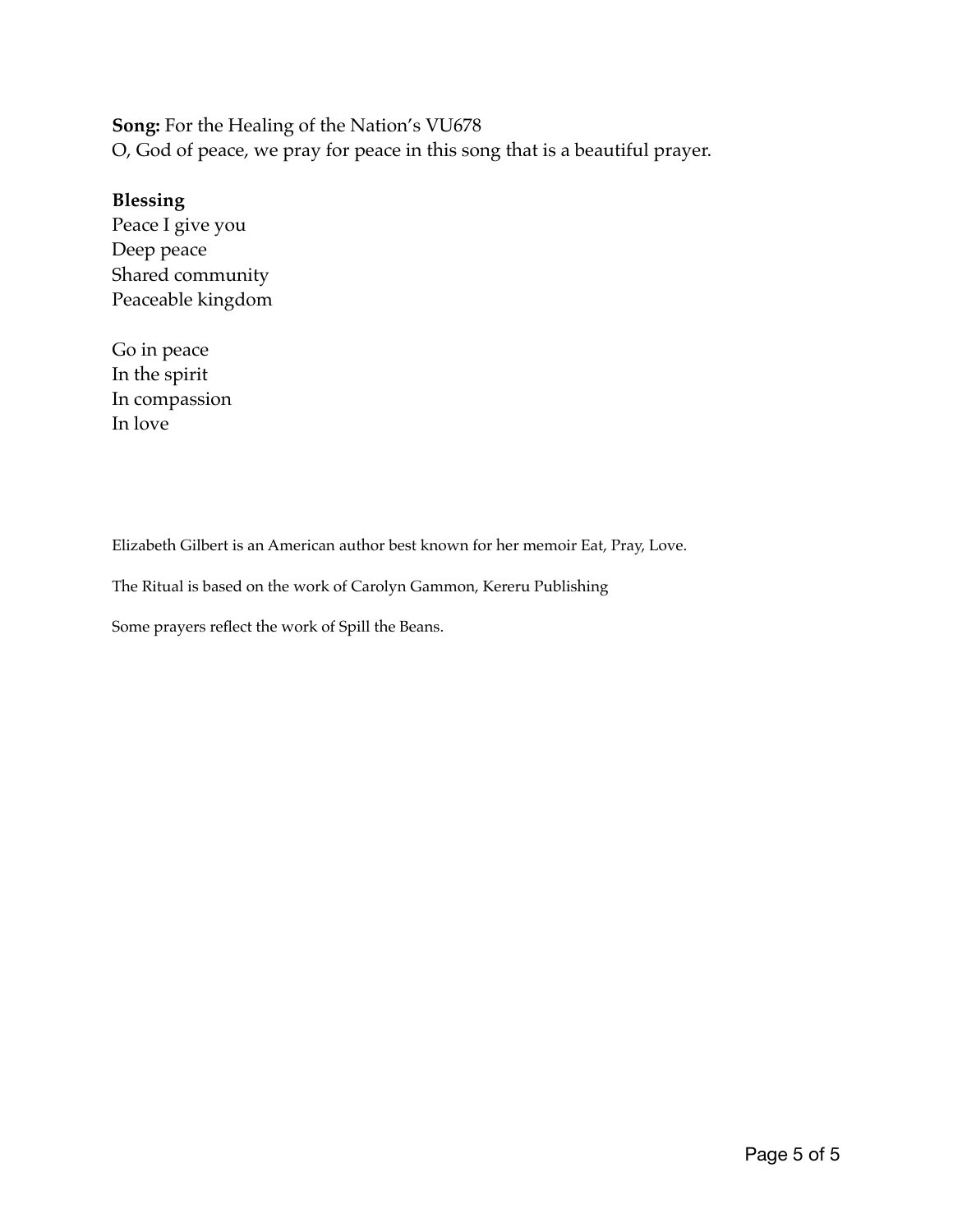**Song:** For the Healing of the Nation's VU678
O, God of peace, we pray for peace in this song that is a beautiful prayer.

**Blessing**
Peace I give you
Deep peace
Shared community
Peaceable kingdom

Go in peace
In the spirit
In compassion
In love

Elizabeth Gilbert is an American author best known for her memoir Eat, Pray, Love.

The Ritual is based on the work of Carolyn Gammon, Kereru Publishing

Some prayers reflect the work of Spill the Beans.